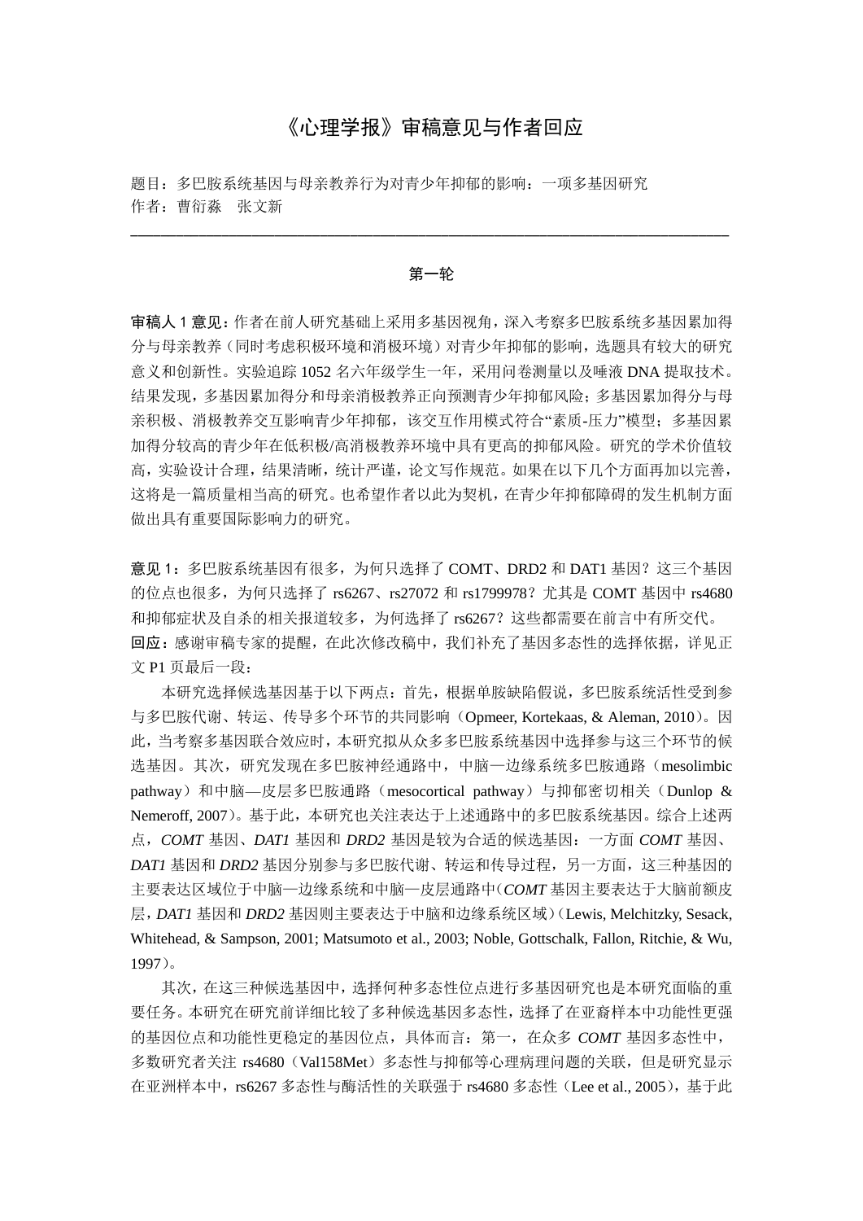# 《心理学报》审稿意见与作者回应

题目：多巴胺系统基因与母亲教养行为对青少年抑郁的影响：一项多基因研究

作者：曹衍淼　张文新

---

## 第一轮

**审稿人 1 意见：**作者在前人研究基础上采用多基因视角，深入考察多巴胺系统多基因累加得分与母亲教养（同时考虑积极环境和消极环境）对青少年抑郁的影响，选题具有较大的研究意义和创新性。实验追踪 1052 名六年级学生一年，采用问卷测量以及唾液 DNA 提取技术。结果发现，多基因累加得分和母亲消极教养正向预测青少年抑郁风险；多基因累加得分与母亲积极、消极教养交互影响青少年抑郁，该交互作用模式符合"素质-压力"模型；多基因累加得分较高的青少年在低积极/高消极教养环境中具有更高的抑郁风险。研究的学术价值较高，实验设计合理，结果清晰，统计严谨，论文写作规范。如果在以下几个方面再加以完善，这将是一篇质量相当高的研究。也希望作者以此为契机，在青少年抑郁障碍的发生机制方面做出具有重要国际影响力的研究。

**意见 1：**多巴胺系统基因有很多，为何只选择了 COMT、DRD2 和 DAT1 基因？这三个基因的位点也很多，为何只选择了 rs6267、rs27072 和 rs1799978？尤其是 COMT 基因中 rs4680 和抑郁症状及自杀的相关报道较多，为何选择了 rs6267？这些都需要在前言中有所交代。

**回应：**感谢审稿专家的提醒，在此次修改稿中，我们补充了基因多态性的选择依据，详见正文 P1 页最后一段：

本研究选择候选基因基于以下两点：首先，根据单胺缺陷假说，多巴胺系统活性受到参与多巴胺代谢、转运、传导多个环节的共同影响（Opmeer, Kortekaas, & Aleman, 2010）。因此，当考察多基因联合效应时，本研究拟从众多多巴胺系统基因中选择参与这三个环节的候选基因。其次，研究发现在多巴胺神经通路中，中脑—边缘系统多巴胺通路（mesolimbic pathway）和中脑—皮层多巴胺通路（mesocortical pathway）与抑郁密切相关（Dunlop & Nemeroff, 2007）。基于此，本研究也关注表达于上述通路中的多巴胺系统基因。综合上述两点，*COMT* 基因、*DAT1* 基因和 *DRD2* 基因是较为合适的候选基因：一方面 *COMT* 基因、*DAT1* 基因和 *DRD2* 基因分别参与多巴胺代谢、转运和传导过程，另一方面，这三种基因的主要表达区域位于中脑—边缘系统和中脑—皮层通路中（*COMT* 基因主要表达于大脑前额皮层，*DAT1* 基因和 *DRD2* 基因则主要表达于中脑和边缘系统区域）（Lewis, Melchitzky, Sesack, Whitehead, & Sampson, 2001; Matsumoto et al., 2003; Noble, Gottschalk, Fallon, Ritchie, & Wu, 1997）。

其次，在这三种候选基因中，选择何种多态性位点进行多基因研究也是本研究面临的重要任务。本研究在研究前详细比较了多种候选基因多态性，选择了在亚裔样本中功能性更强的基因位点和功能性更稳定的基因位点，具体而言：第一，在众多 *COMT* 基因多态性中，多数研究者关注 rs4680（Val158Met）多态性与抑郁等心理病理问题的关联，但是研究显示在亚洲样本中，rs6267 多态性与酶活性的关联强于 rs4680 多态性（Lee et al., 2005），基于此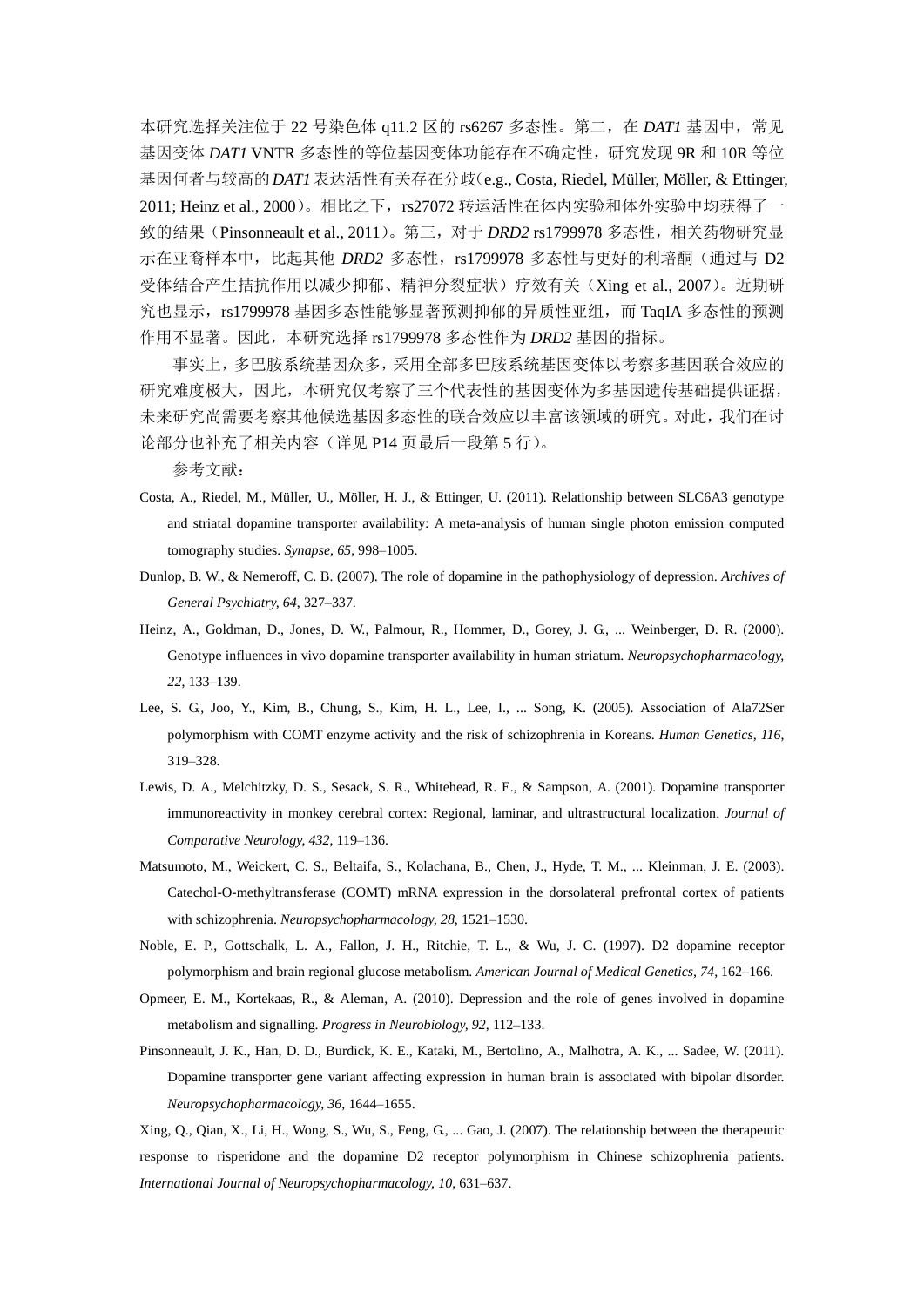本研究选择关注位于 22 号染色体 q11.2 区的 rs6267 多态性。第二，在 *DAT1* 基因中，常见基因变体 *DAT1* VNTR 多态性的等位基因变体功能存在不确定性，研究发现 9R 和 10R 等位基因何者与较高的 *DAT1* 表达活性有关存在分歧（e.g., Costa, Riedel, Müller, Möller, & Ettinger, 2011; Heinz et al., 2000）。相比之下，rs27072 转运活性在体内实验和体外实验中均获得了一致的结果（Pinsonneault et al., 2011）。第三，对于 *DRD2* rs1799978 多态性，相关药物研究显示在亚裔样本中，比起其他 *DRD2* 多态性，rs1799978 多态性与更好的利培酮（通过与 D2 受体结合产生拮抗作用以减少抑郁、精神分裂症状）疗效有关（Xing et al., 2007）。近期研究也显示，rs1799978 基因多态性能够显著预测抑郁的异质性亚组，而 TaqIA 多态性的预测作用不显著。因此，本研究选择 rs1799978 多态性作为 *DRD2* 基因的指标。

事实上，多巴胺系统基因众多，采用全部多巴胺系统基因变体以考察多基因联合效应的研究难度极大，因此，本研究仅考察了三个代表性的基因变体为多基因遗传基础提供证据，未来研究尚需要考察其他候选基因多态性的联合效应以丰富该领域的研究。对此，我们在讨论部分也补充了相关内容（详见 P14 页最后一段第 5 行）。

参考文献：

Costa, A., Riedel, M., Müller, U., Möller, H. J., & Ettinger, U. (2011). Relationship between SLC6A3 genotype and striatal dopamine transporter availability: A meta-analysis of human single photon emission computed tomography studies. *Synapse, 65*, 998–1005.

Dunlop, B. W., & Nemeroff, C. B. (2007). The role of dopamine in the pathophysiology of depression. *Archives of General Psychiatry, 64*, 327–337.

Heinz, A., Goldman, D., Jones, D. W., Palmour, R., Hommer, D., Gorey, J. G., ... Weinberger, D. R. (2000). Genotype influences in vivo dopamine transporter availability in human striatum. *Neuropsychopharmacology, 22*, 133–139.

Lee, S. G., Joo, Y., Kim, B., Chung, S., Kim, H. L., Lee, I., ... Song, K. (2005). Association of Ala72Ser polymorphism with COMT enzyme activity and the risk of schizophrenia in Koreans. *Human Genetics, 116*, 319–328.

Lewis, D. A., Melchitzky, D. S., Sesack, S. R., Whitehead, R. E., & Sampson, A. (2001). Dopamine transporter immunoreactivity in monkey cerebral cortex: Regional, laminar, and ultrastructural localization. *Journal of Comparative Neurology, 432*, 119–136.

Matsumoto, M., Weickert, C. S., Beltaifa, S., Kolachana, B., Chen, J., Hyde, T. M., ... Kleinman, J. E. (2003). Catechol-O-methyltransferase (COMT) mRNA expression in the dorsolateral prefrontal cortex of patients with schizophrenia. *Neuropsychopharmacology, 28*, 1521–1530.

Noble, E. P., Gottschalk, L. A., Fallon, J. H., Ritchie, T. L., & Wu, J. C. (1997). D2 dopamine receptor polymorphism and brain regional glucose metabolism. *American Journal of Medical Genetics, 74*, 162–166.

Opmeer, E. M., Kortekaas, R., & Aleman, A. (2010). Depression and the role of genes involved in dopamine metabolism and signalling. *Progress in Neurobiology, 92*, 112–133.

Pinsonneault, J. K., Han, D. D., Burdick, K. E., Kataki, M., Bertolino, A., Malhotra, A. K., ... Sadee, W. (2011). Dopamine transporter gene variant affecting expression in human brain is associated with bipolar disorder. *Neuropsychopharmacology, 36*, 1644–1655.

Xing, Q., Qian, X., Li, H., Wong, S., Wu, S., Feng, G., ... Gao, J. (2007). The relationship between the therapeutic response to risperidone and the dopamine D2 receptor polymorphism in Chinese schizophrenia patients. *International Journal of Neuropsychopharmacology, 10*, 631–637.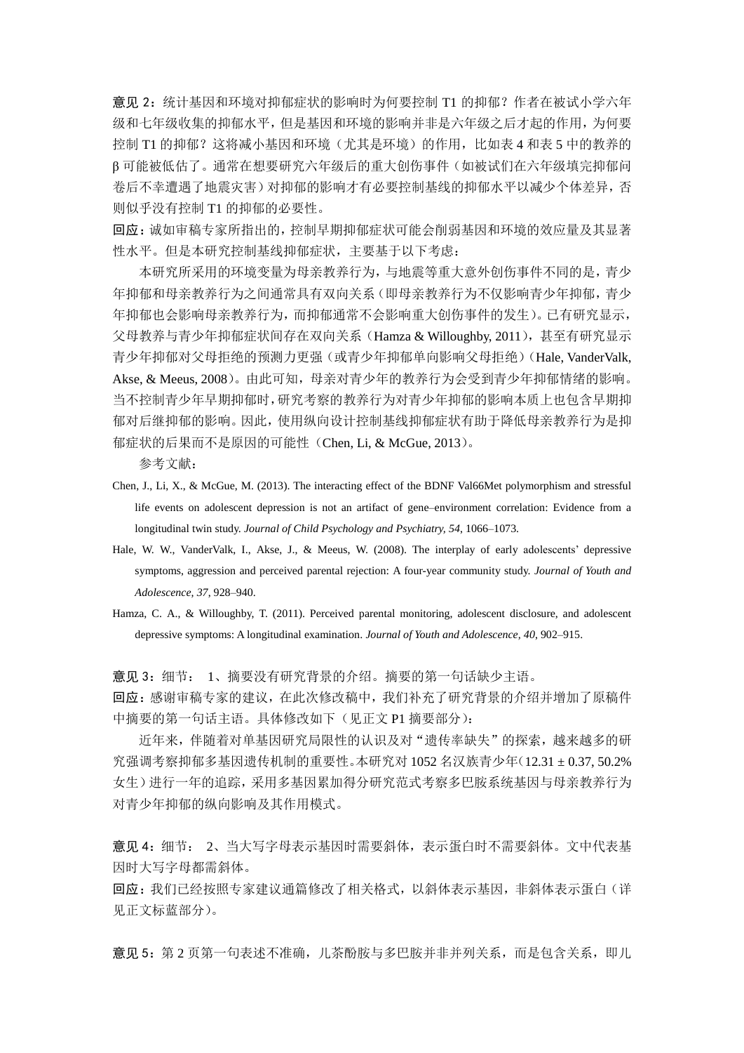**意见 2**：统计基因和环境对抑郁症状的影响时为何要控制 T1 的抑郁？作者在被试小学六年级和七年级收集的抑郁水平，但是基因和环境的影响并非是六年级之后才起的作用，为何要控制 T1 的抑郁？这将减小基因和环境（尤其是环境）的作用，比如表 4 和表 5 中的教养的 β 可能被低估了。通常在想要研究六年级后的重大创伤事件（如被试们在六年级填完抑郁问卷后不幸遭遇了地震灾害）对抑郁的影响才有必要控制基线的抑郁水平以减少个体差异，否则似乎没有控制 T1 的抑郁的必要性。

**回应**：诚如审稿专家所指出的，控制早期抑郁症状可能会削弱基因和环境的效应量及其显著性水平。但是本研究控制基线抑郁症状，主要基于以下考虑：

本研究所采用的环境变量为母亲教养行为，与地震等重大意外创伤事件不同的是，青少年抑郁和母亲教养行为之间通常具有双向关系（即母亲教养行为不仅影响青少年抑郁，青少年抑郁也会影响母亲教养行为，而抑郁通常不会影响重大创伤事件的发生）。已有研究显示，父母教养与青少年抑郁症状间存在双向关系（Hamza & Willoughby, 2011），甚至有研究显示青少年抑郁对父母拒绝的预测力更强（或青少年抑郁单向影响父母拒绝）（Hale, VanderValk, Akse, & Meeus, 2008）。由此可知，母亲对青少年的教养行为会受到青少年抑郁情绪的影响。当不控制青少年早期抑郁时，研究考察的教养行为对青少年抑郁的影响本质上也包含早期抑郁对后继抑郁的影响。因此，使用纵向设计控制基线抑郁症状有助于降低母亲教养行为是抑郁症状的后果而不是原因的可能性（Chen, Li, & McGue, 2013）。

参考文献：

Chen, J., Li, X., & McGue, M. (2013). The interacting effect of the BDNF Val66Met polymorphism and stressful life events on adolescent depression is not an artifact of gene–environment correlation: Evidence from a longitudinal twin study. *Journal of Child Psychology and Psychiatry, 54*, 1066–1073.

Hale, W. W., VanderValk, I., Akse, J., & Meeus, W. (2008). The interplay of early adolescents' depressive symptoms, aggression and perceived parental rejection: A four-year community study. *Journal of Youth and Adolescence, 37*, 928–940.

Hamza, C. A., & Willoughby, T. (2011). Perceived parental monitoring, adolescent disclosure, and adolescent depressive symptoms: A longitudinal examination. *Journal of Youth and Adolescence, 40*, 902–915.

**意见 3**：细节： 1、摘要没有研究背景的介绍。摘要的第一句话缺少主语。

**回应**：感谢审稿专家的建议，在此次修改稿中，我们补充了研究背景的介绍并增加了原稿件中摘要的第一句话主语。具体修改如下（见正文 P1 摘要部分）：

近年来，伴随着对单基因研究局限性的认识及对"遗传率缺失"的探索，越来越多的研究强调考察抑郁多基因遗传机制的重要性。本研究对 1052 名汉族青少年（12.31 ± 0.37, 50.2% 女生）进行一年的追踪，采用多基因累加得分研究范式考察多巴胺系统基因与母亲教养行为对青少年抑郁的纵向影响及其作用模式。

**意见 4**：细节： 2、当大写字母表示基因时需要斜体，表示蛋白时不需要斜体。文中代表基因时大写字母都需斜体。

**回应**：我们已经按照专家建议通篇修改了相关格式，以斜体表示基因，非斜体表示蛋白（详见正文标蓝部分）。

**意见 5**：第 2 页第一句表述不准确，儿茶酚胺与多巴胺并非并列关系，而是包含关系，即儿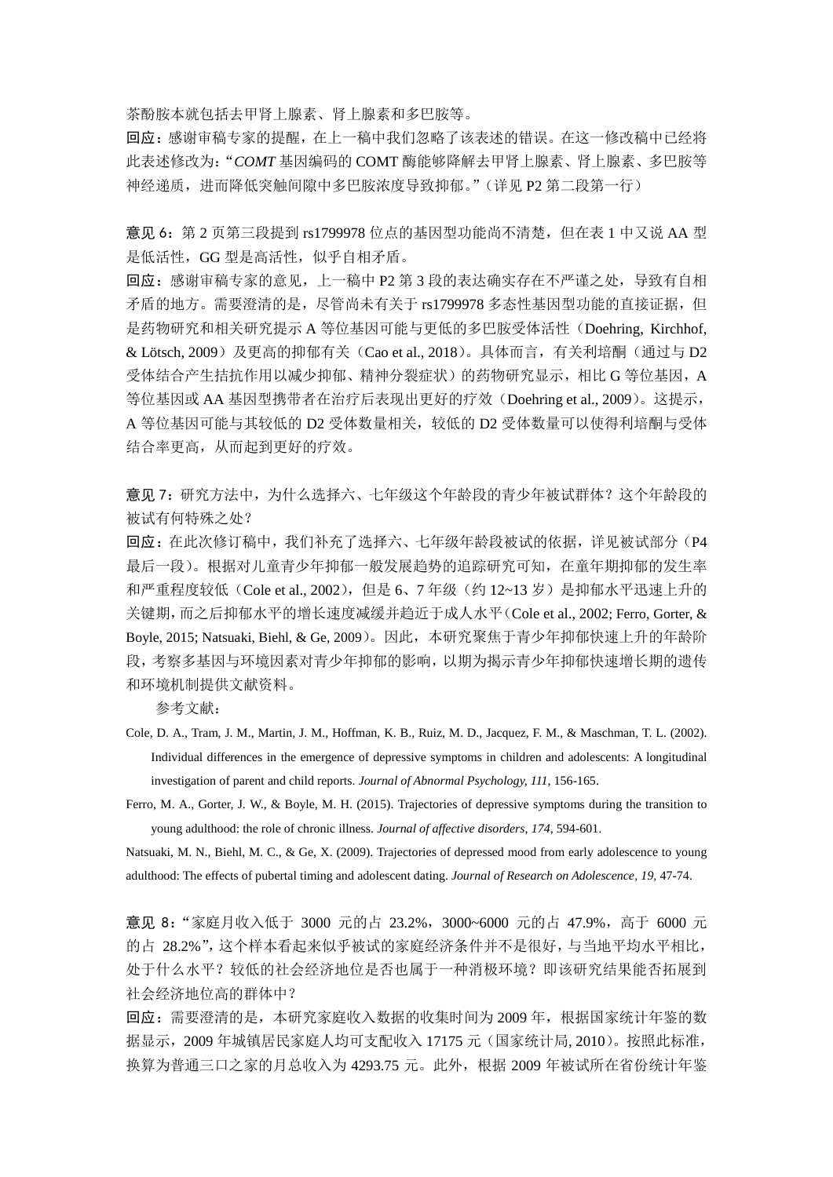茶酚胺本就包括去甲肾上腺素、肾上腺素和多巴胺等。

**回应**：感谢审稿专家的提醒，在上一稿中我们忽略了该表述的错误。在这一修改稿中已经将此表述修改为："*COMT* 基因编码的 COMT 酶能够降解去甲肾上腺素、肾上腺素、多巴胺等神经递质，进而降低突触间隙中多巴胺浓度导致抑郁。"（详见 P2 第二段第一行）

**意见 6**：第 2 页第三段提到 rs1799978 位点的基因型功能尚不清楚，但在表 1 中又说 AA 型是低活性，GG 型是高活性，似乎自相矛盾。

**回应**：感谢审稿专家的意见，上一稿中 P2 第 3 段的表达确实存在不严谨之处，导致有自相矛盾的地方。需要澄清的是，尽管尚未有关于 rs1799978 多态性基因型功能的直接证据，但是药物研究和相关研究提示 A 等位基因可能与更低的多巴胺受体活性（Doehring, Kirchhof, & Lötsch, 2009）及更高的抑郁有关（Cao et al., 2018）。具体而言，有关利培酮（通过与 D2 受体结合产生拮抗作用以减少抑郁、精神分裂症状）的药物研究显示，相比 G 等位基因，A 等位基因或 AA 基因型携带者在治疗后表现出更好的疗效（Doehring et al., 2009）。这提示，A 等位基因可能与其较低的 D2 受体数量相关，较低的 D2 受体数量可以使得利培酮与受体结合率更高，从而起到更好的疗效。

**意见 7**：研究方法中，为什么选择六、七年级这个年龄段的青少年被试群体？这个年龄段的被试有何特殊之处？

**回应**：在此次修订稿中，我们补充了选择六、七年级年龄段被试的依据，详见被试部分（P4 最后一段）。根据对儿童青少年抑郁一般发展趋势的追踪研究可知，在童年期抑郁的发生率和严重程度较低（Cole et al., 2002），但是 6、7 年级（约 12~13 岁）是抑郁水平迅速上升的关键期，而之后抑郁水平的增长速度减缓并趋近于成人水平（Cole et al., 2002; Ferro, Gorter, & Boyle, 2015; Natsuaki, Biehl, & Ge, 2009）。因此，本研究聚焦于青少年抑郁快速上升的年龄阶段，考察多基因与环境因素对青少年抑郁的影响，以期为揭示青少年抑郁快速增长期的遗传和环境机制提供文献资料。

参考文献：

Cole, D. A., Tram, J. M., Martin, J. M., Hoffman, K. B., Ruiz, M. D., Jacquez, F. M., & Maschman, T. L. (2002). Individual differences in the emergence of depressive symptoms in children and adolescents: A longitudinal investigation of parent and child reports. *Journal of Abnormal Psychology, 111*, 156-165.

Ferro, M. A., Gorter, J. W., & Boyle, M. H. (2015). Trajectories of depressive symptoms during the transition to young adulthood: the role of chronic illness. *Journal of affective disorders, 174*, 594-601.

Natsuaki, M. N., Biehl, M. C., & Ge, X. (2009). Trajectories of depressed mood from early adolescence to young adulthood: The effects of pubertal timing and adolescent dating. *Journal of Research on Adolescence*, *19*, 47-74.

**意见 8**："家庭月收入低于 3000 元的占 23.2%，3000~6000 元的占 47.9%，高于 6000 元的占 28.2%"，这个样本看起来似乎被试的家庭经济条件并不是很好，与当地平均水平相比，处于什么水平？较低的社会经济地位是否也属于一种消极环境？即该研究结果能否拓展到社会经济地位高的群体中？

**回应**：需要澄清的是，本研究家庭收入数据的收集时间为 2009 年，根据国家统计年鉴的数据显示，2009 年城镇居民家庭人均可支配收入 17175 元（国家统计局, 2010）。按照此标准，换算为普通三口之家的月总收入为 4293.75 元。此外，根据 2009 年被试所在省份统计年鉴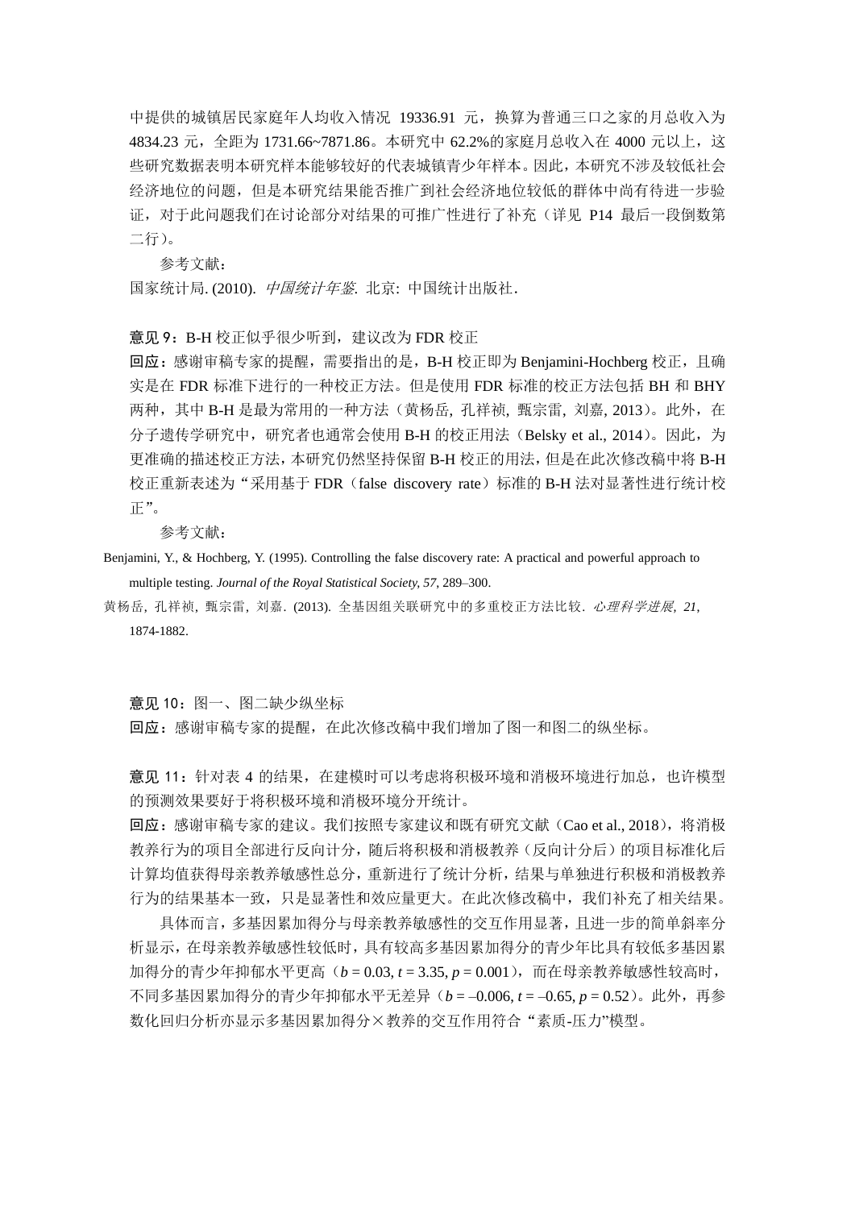中提供的城镇居民家庭年人均收入情况 19336.91 元，换算为普通三口之家的月总收入为 4834.23 元，全距为 1731.66~7871.86。本研究中 62.2%的家庭月总收入在 4000 元以上，这些研究数据表明本研究样本能够较好的代表城镇青少年样本。因此，本研究不涉及较低社会经济地位的问题，但是本研究结果能否推广到社会经济地位较低的群体中尚有待进一步验证，对于此问题我们在讨论部分对结果的可推广性进行了补充（详见 P14 最后一段倒数第二行）。

参考文献：

国家统计局. (2010). *中国统计年鉴*. 北京: 中国统计出版社.

**意见 9**：B-H 校正似乎很少听到，建议改为 FDR 校正

**回应**：感谢审稿专家的提醒，需要指出的是，B-H 校正即为 Benjamini-Hochberg 校正，且确实是在 FDR 标准下进行的一种校正方法。但是使用 FDR 标准的校正方法包括 BH 和 BHY 两种，其中 B-H 是最为常用的一种方法（黄杨岳, 孔祥祯, 甄宗雷, 刘嘉, 2013）。此外，在分子遗传学研究中，研究者也通常会使用 B-H 的校正用法（Belsky et al., 2014）。因此，为更准确的描述校正方法，本研究仍然坚持保留 B-H 校正的用法，但是在此次修改稿中将 B-H 校正重新表述为“采用基于 FDR（false discovery rate）标准的 B-H 法对显著性进行统计校正”。

参考文献：

Benjamini, Y., & Hochberg, Y. (1995). Controlling the false discovery rate: A practical and powerful approach to multiple testing. *Journal of the Royal Statistical Society, 57*, 289–300.

黄杨岳，孔祥祯，甄宗雷，刘嘉．(2013). 全基因组关联研究中的多重校正方法比较. *心理科学进展, 21*, 1874-1882.

**意见 10**：图一、图二缺少纵坐标

**回应**：感谢审稿专家的提醒，在此次修改稿中我们增加了图一和图二的纵坐标。

**意见 11**：针对表 4 的结果，在建模时可以考虑将积极环境和消极环境进行加总，也许模型的预测效果要好于将积极环境和消极环境分开统计。

**回应**：感谢审稿专家的建议。我们按照专家建议和既有研究文献（Cao et al., 2018），将消极教养行为的项目全部进行反向计分，随后将积极和消极教养（反向计分后）的项目标准化后计算均值获得母亲教养敏感性总分，重新进行了统计分析，结果与单独进行积极和消极教养行为的结果基本一致，只是显著性和效应量更大。在此次修改稿中，我们补充了相关结果。

具体而言，多基因累加得分与母亲教养敏感性的交互作用显著，且进一步的简单斜率分析显示，在母亲教养敏感性较低时，具有较高多基因累加得分的青少年比具有较低多基因累加得分的青少年抑郁水平更高（$b = 0.03, t = 3.35, p = 0.001$），而在母亲教养敏感性较高时，不同多基因累加得分的青少年抑郁水平无差异（$b = –0.006, t = –0.65, p = 0.52$）。此外，再参数化回归分析亦显示多基因累加得分×教养的交互作用符合“素质-压力”模型。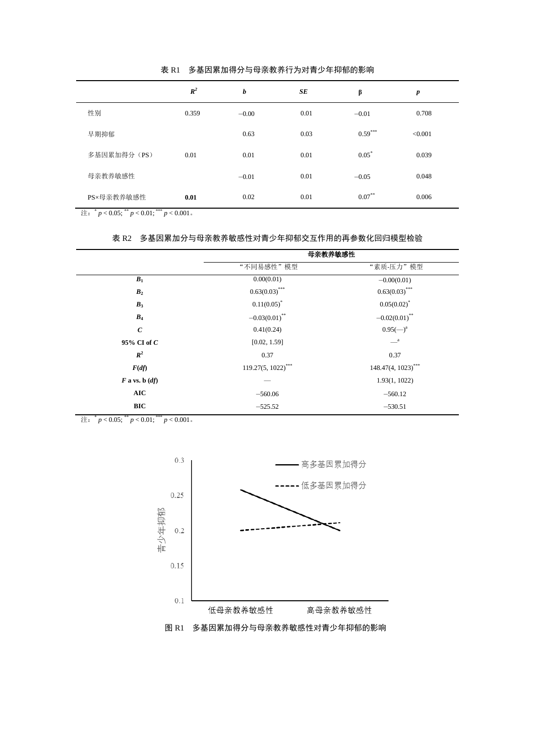表 R1　多基因累加得分与母亲教养行为对青少年抑郁的影响

| | $R^2$ | *b* | *SE* | β | *p* |
|---|---|---|---|---|---|
| 性别 | 0.359 | −0.00 | 0.01 | −0.01 | 0.708 |
| 早期抑郁 | | 0.63 | 0.03 | $0.59^{***}$ | <0.001 |
| 多基因累加得分（PS） | 0.01 | 0.01 | 0.01 | $0.05^{*}$ | 0.039 |
| 母亲教养敏感性 | | −0.01 | 0.01 | −0.05 | 0.048 |
| PS×母亲教养敏感性 | **0.01** | 0.02 | 0.01 | $0.07^{**}$ | 0.006 |

注：$^{*}p < 0.05$; $^{**}p < 0.01$; $^{***}p < 0.001$。

表 R2　多基因累加分与母亲教养敏感性对青少年抑郁交互作用的再参数化回归模型检验

| | 母亲教养敏感性 | |
|---|---|---|
| | “不同易感性”模型 | “素质-压力”模型 |
| $B_1$ | 0.00(0.01) | −0.00(0.01) |
| $B_2$ | $0.63(0.03)^{***}$ | $0.63(0.03)^{***}$ |
| $B_3$ | $0.11(0.05)^{*}$ | $0.05(0.02)^{*}$ |
| $B_4$ | $-0.03(0.01)^{**}$ | $-0.02(0.01)^{**}$ |
| $C$ | 0.41(0.24) | $0.95(—)^{a}$ |
| 95% CI of $C$ | [0.02, 1.59] | $—^{a}$ |
| $R^2$ | 0.37 | 0.37 |
| $F(df)$ | $119.27(5, 1022)^{***}$ | $148.47(4, 1023)^{***}$ |
| $F$ a vs. b ($df$) | — | 1.93(1, 1022) |
| AIC | −560.06 | −560.12 |
| BIC | −525.52 | −530.51 |

注：$^{*}p < 0.05$; $^{**}p < 0.01$; $^{***}p < 0.001$。

图 R1　多基因累加得分与母亲教养敏感性对青少年抑郁的影响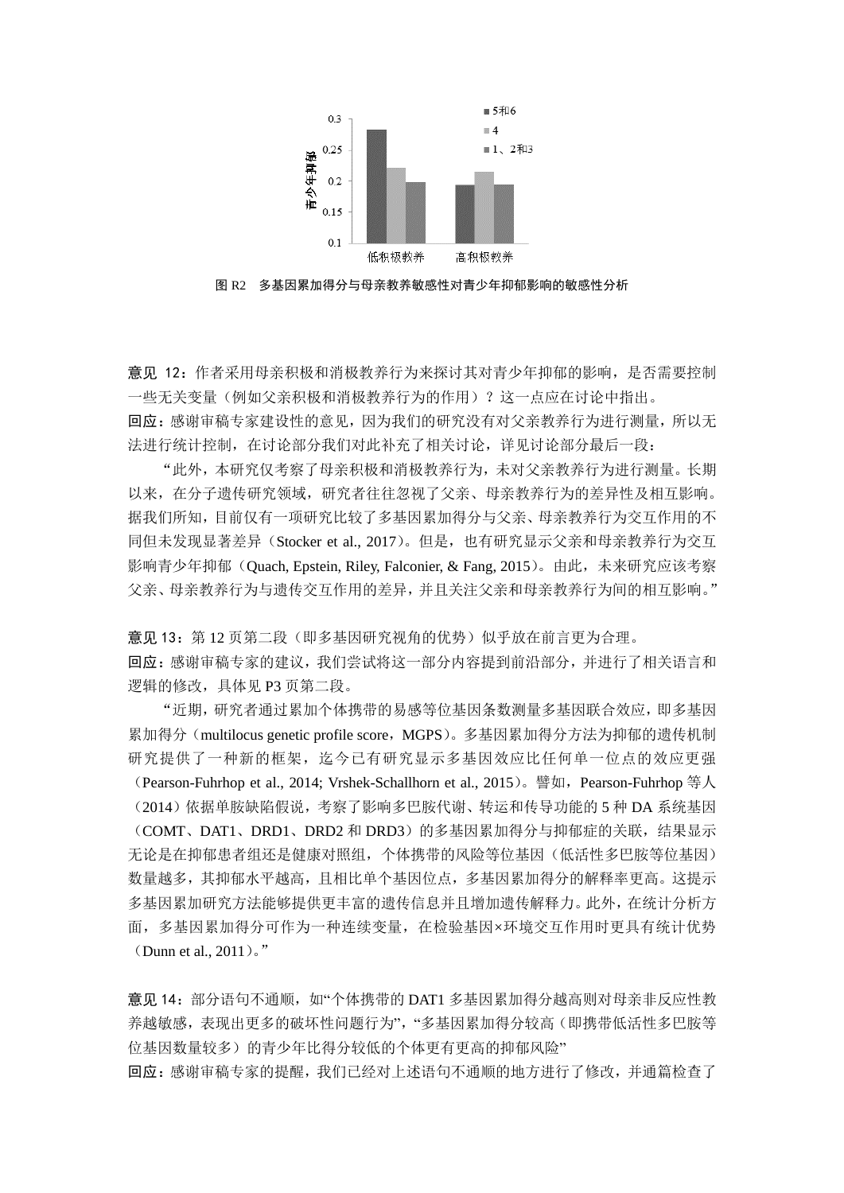图 R2 多基因累加得分与母亲教养敏感性对青少年抑郁影响的敏感性分析

**意见 12**：作者采用母亲积极和消极教养行为来探讨其对青少年抑郁的影响，是否需要控制一些无关变量（例如父亲积极和消极教养行为的作用）？这一点应在讨论中指出。

**回应**：感谢审稿专家建设性的意见，因为我们的研究没有对父亲教养行为进行测量，所以无法进行统计控制，在讨论部分我们对此补充了相关讨论，详见讨论部分最后一段：

“此外，本研究仅考察了母亲积极和消极教养行为，未对父亲教养行为进行测量。长期以来，在分子遗传研究领域，研究者往往忽视了父亲、母亲教养行为的差异性及相互影响。据我们所知，目前仅有一项研究比较了多基因累加得分与父亲、母亲教养行为交互作用的不同但未发现显著差异（Stocker et al., 2017）。但是，也有研究显示父亲和母亲教养行为交互影响青少年抑郁（Quach, Epstein, Riley, Falconier, & Fang, 2015）。由此，未来研究应该考察父亲、母亲教养行为与遗传交互作用的差异，并且关注父亲和母亲教养行为间的相互影响。”

**意见 13**：第 12 页第二段（即多基因研究视角的优势）似乎放在前言更为合理。

**回应**：感谢审稿专家的建议，我们尝试将这一部分内容提到前沿部分，并进行了相关语言和逻辑的修改，具体见 P3 页第二段。

“近期，研究者通过累加个体携带的易感等位基因条数测量多基因联合效应，即多基因累加得分（multilocus genetic profile score，MGPS）。多基因累加得分方法为抑郁的遗传机制研究提供了一种新的框架，迄今已有研究显示多基因效应比任何单一位点的效应更强（Pearson-Fuhrhop et al., 2014; Vrshek-Schallhorn et al., 2015）。譬如，Pearson-Fuhrhop 等人（2014）依据单胺缺陷假说，考察了影响多巴胺代谢、转运和传导功能的 5 种 DA 系统基因（COMT、DAT1、DRD1、DRD2 和 DRD3）的多基因累加得分与抑郁症的关联，结果显示无论是在抑郁患者组还是健康对照组，个体携带的风险等位基因（低活性多巴胺等位基因）数量越多，其抑郁水平越高，且相比单个基因位点，多基因累加得分的解释率更高。这提示多基因累加研究方法能够提供更丰富的遗传信息并且增加遗传解释力。此外，在统计分析方面，多基因累加得分可作为一种连续变量，在检验基因×环境交互作用时更具有统计优势（Dunn et al., 2011）。”

**意见 14**：部分语句不通顺，如“个体携带的 DAT1 多基因累加得分越高则对母亲非反应性教养越敏感，表现出更多的破坏性问题行为”，“多基因累加得分较高（即携带低活性多巴胺等位基因数量较多）的青少年比得分较低的个体更有更高的抑郁风险”

**回应**：感谢审稿专家的提醒，我们已经对上述语句不通顺的地方进行了修改，并通篇检查了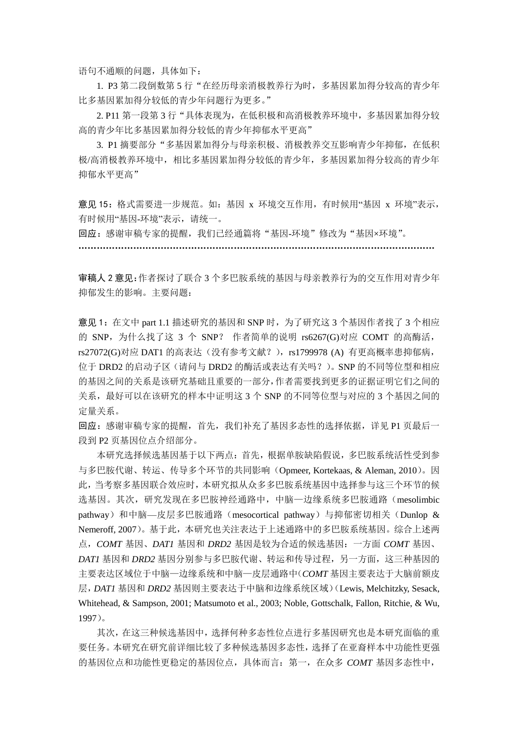语句不通顺的问题，具体如下：

1. P3 第二段倒数第 5 行"在经历母亲消极教养行为时，多基因累加得分较高的青少年比多基因累加得分较低的青少年问题行为更多。"

2. P11 第一段第 3 行"具体表现为，在低积极和高消极教养环境中，多基因累加得分较高的青少年比多基因累加得分较低的青少年抑郁水平更高"

3. P1 摘要部分"多基因累加得分与母亲积极、消极教养交互影响青少年抑郁，在低积极/高消极教养环境中，相比多基因累加得分较低的青少年，多基因累加得分较高的青少年抑郁水平更高"

**意见 15**：格式需要进一步规范。如：基因 x 环境交互作用，有时候用"基因 x 环境"表示，有时候用"基因-环境"表示，请统一。

**回应**：感谢审稿专家的提醒，我们已经通篇将"基因-环境"修改为"基因×环境"。

……………………………………………………………………………………………………

**审稿人 2 意见**：作者探讨了联合 3 个多巴胺系统的基因与母亲教养行为的交互作用对青少年抑郁发生的影响。主要问题：

**意见 1**：在文中 part 1.1 描述研究的基因和 SNP 时，为了研究这 3 个基因作者找了 3 个相应的 SNP，为什么找了这 3 个 SNP？ 作者简单的说明 rs6267(G)对应 COMT 的高酶活，rs27072(G)对应 DAT1 的高表达（没有参考文献？），rs1799978 (A) 有更高概率患抑郁病，位于 DRD2 的启动子区（请问与 DRD2 的酶活或表达有关吗？）。SNP 的不同等位型和相应的基因之间的关系是该研究基础且重要的一部分，作者需要找到更多的证据证明它们之间的关系，最好可以在该研究的样本中证明这 3 个 SNP 的不同等位型与对应的 3 个基因之间的定量关系。

**回应**：感谢审稿专家的提醒，首先，我们补充了基因多态性的选择依据，详见 P1 页最后一段到 P2 页基因位点介绍部分。

本研究选择候选基因基于以下两点：首先，根据单胺缺陷假说，多巴胺系统活性受到参与多巴胺代谢、转运、传导多个环节的共同影响（Opmeer, Kortekaas, & Aleman, 2010）。因此，当考察多基因联合效应时，本研究拟从众多多巴胺系统基因中选择参与这三个环节的候选基因。其次，研究发现在多巴胺神经通路中，中脑—边缘系统多巴胺通路（mesolimbic pathway）和中脑—皮层多巴胺通路（mesocortical pathway）与抑郁密切相关（Dunlop & Nemeroff, 2007）。基于此，本研究也关注表达于上述通路中的多巴胺系统基因。综合上述两点，*COMT* 基因、*DAT1* 基因和 *DRD2* 基因是较为合适的候选基因：一方面 *COMT* 基因、*DAT1* 基因和 *DRD2* 基因分别参与多巴胺代谢、转运和传导过程，另一方面，这三种基因的主要表达区域位于中脑—边缘系统和中脑—皮层通路中（*COMT* 基因主要表达于大脑前额皮层，*DAT1* 基因和 *DRD2* 基因则主要表达于中脑和边缘系统区域）（Lewis, Melchitzky, Sesack, Whitehead, & Sampson, 2001; Matsumoto et al., 2003; Noble, Gottschalk, Fallon, Ritchie, & Wu, 1997）。

其次，在这三种候选基因中，选择何种多态性位点进行多基因研究也是本研究面临的重要任务。本研究在研究前详细比较了多种候选基因多态性，选择了在亚裔样本中功能性更强的基因位点和功能性更稳定的基因位点，具体而言：第一，在众多 *COMT* 基因多态性中，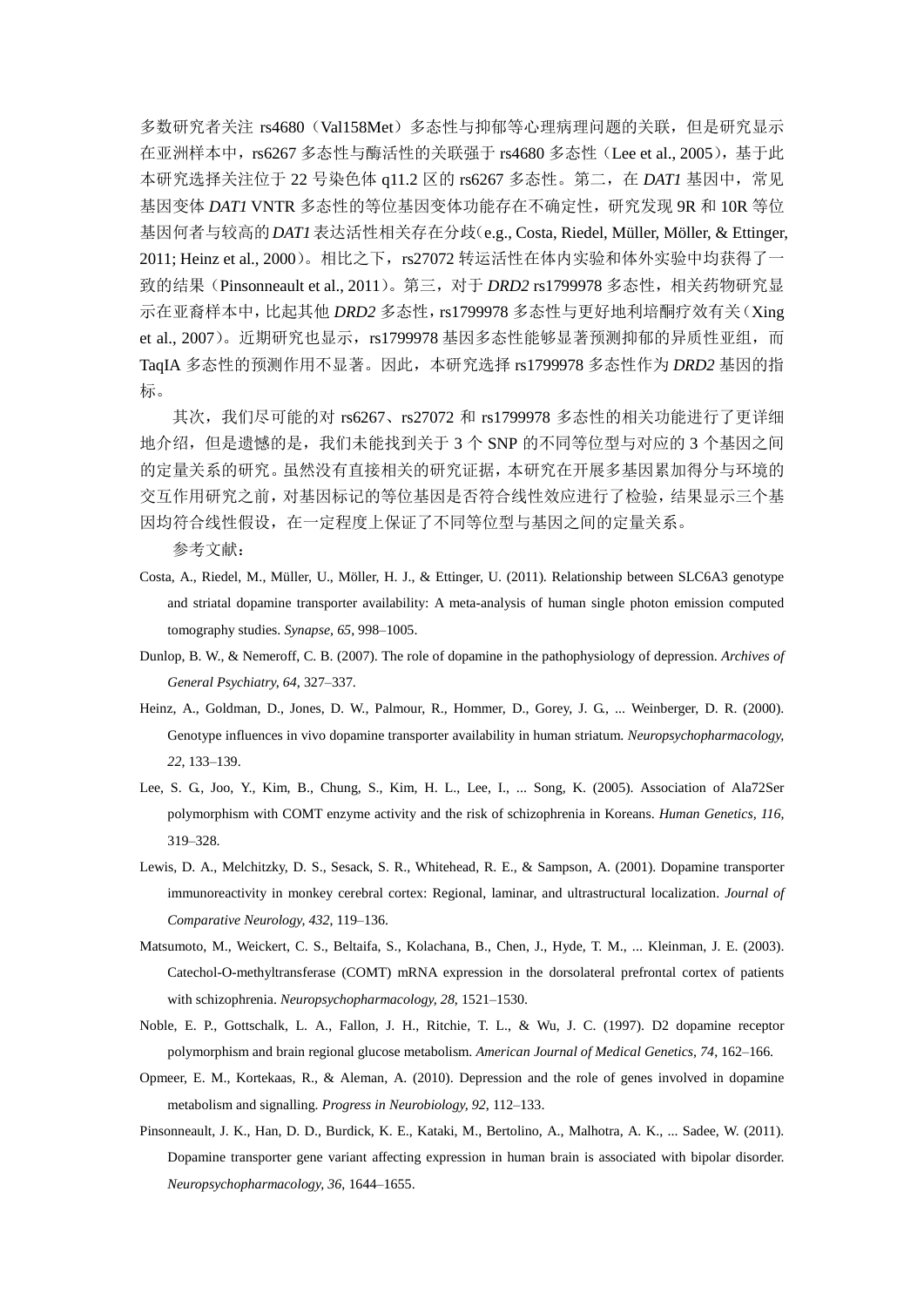多数研究者关注 rs4680（Val158Met）多态性与抑郁等心理病理问题的关联，但是研究显示在亚洲样本中，rs6267 多态性与酶活性的关联强于 rs4680 多态性（Lee et al., 2005），基于此本研究选择关注位于 22 号染色体 q11.2 区的 rs6267 多态性。第二，在 *DAT1* 基因中，常见基因变体 *DAT1* VNTR 多态性的等位基因变体功能存在不确定性，研究发现 9R 和 10R 等位基因何者与较高的 *DAT1* 表达活性相关存在分歧（e.g., Costa, Riedel, Müller, Möller, & Ettinger, 2011; Heinz et al., 2000）。相比之下，rs27072 转运活性在体内实验和体外实验中均获得了一致的结果（Pinsonneault et al., 2011）。第三，对于 *DRD2* rs1799978 多态性，相关药物研究显示在亚裔样本中，比起其他 *DRD2* 多态性，rs1799978 多态性与更好地利培酮疗效有关（Xing et al., 2007）。近期研究也显示，rs1799978 基因多态性能够显著预测抑郁的异质性亚组，而 TaqIA 多态性的预测作用不显著。因此，本研究选择 rs1799978 多态性作为 *DRD2* 基因的指标。

其次，我们尽可能的对 rs6267、rs27072 和 rs1799978 多态性的相关功能进行了更详细地介绍，但是遗憾的是，我们未能找到关于 3 个 SNP 的不同等位型与对应的 3 个基因之间的定量关系的研究。虽然没有直接相关的研究证据，本研究在开展多基因累加得分与环境的交互作用研究之前，对基因标记的等位基因是否符合线性效应进行了检验，结果显示三个基因均符合线性假设，在一定程度上保证了不同等位型与基因之间的定量关系。

参考文献：

Costa, A., Riedel, M., Müller, U., Möller, H. J., & Ettinger, U. (2011). Relationship between SLC6A3 genotype and striatal dopamine transporter availability: A meta-analysis of human single photon emission computed tomography studies. *Synapse, 65*, 998–1005.

Dunlop, B. W., & Nemeroff, C. B. (2007). The role of dopamine in the pathophysiology of depression. *Archives of General Psychiatry, 64*, 327–337.

Heinz, A., Goldman, D., Jones, D. W., Palmour, R., Hommer, D., Gorey, J. G., ... Weinberger, D. R. (2000). Genotype influences in vivo dopamine transporter availability in human striatum. *Neuropsychopharmacology, 22*, 133–139.

Lee, S. G., Joo, Y., Kim, B., Chung, S., Kim, H. L., Lee, I., ... Song, K. (2005). Association of Ala72Ser polymorphism with COMT enzyme activity and the risk of schizophrenia in Koreans. *Human Genetics, 116*, 319–328.

Lewis, D. A., Melchitzky, D. S., Sesack, S. R., Whitehead, R. E., & Sampson, A. (2001). Dopamine transporter immunoreactivity in monkey cerebral cortex: Regional, laminar, and ultrastructural localization. *Journal of Comparative Neurology, 432*, 119–136.

Matsumoto, M., Weickert, C. S., Beltaifa, S., Kolachana, B., Chen, J., Hyde, T. M., ... Kleinman, J. E. (2003). Catechol-O-methyltransferase (COMT) mRNA expression in the dorsolateral prefrontal cortex of patients with schizophrenia. *Neuropsychopharmacology, 28*, 1521–1530.

Noble, E. P., Gottschalk, L. A., Fallon, J. H., Ritchie, T. L., & Wu, J. C. (1997). D2 dopamine receptor polymorphism and brain regional glucose metabolism. *American Journal of Medical Genetics, 74*, 162–166.

Opmeer, E. M., Kortekaas, R., & Aleman, A. (2010). Depression and the role of genes involved in dopamine metabolism and signalling. *Progress in Neurobiology, 92*, 112–133.

Pinsonneault, J. K., Han, D. D., Burdick, K. E., Kataki, M., Bertolino, A., Malhotra, A. K., ... Sadee, W. (2011). Dopamine transporter gene variant affecting expression in human brain is associated with bipolar disorder. *Neuropsychopharmacology, 36*, 1644–1655.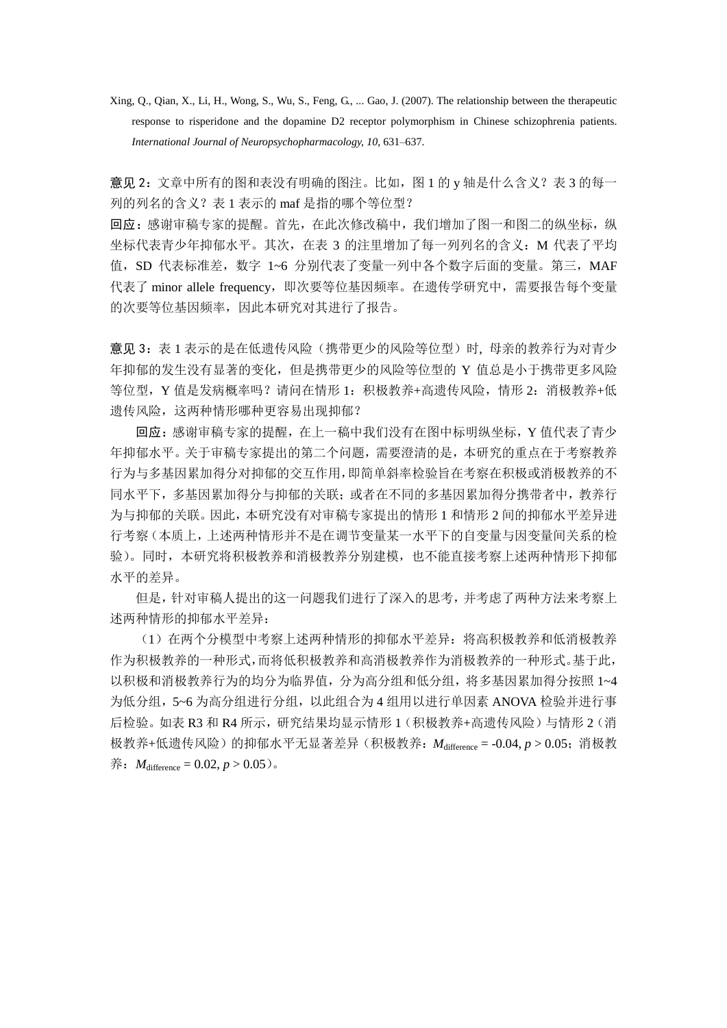Xing, Q., Qian, X., Li, H., Wong, S., Wu, S., Feng, G., ... Gao, J. (2007). The relationship between the therapeutic response to risperidone and the dopamine D2 receptor polymorphism in Chinese schizophrenia patients. *International Journal of Neuropsychopharmacology, 10*, 631–637.

**意见 2**：文章中所有的图和表没有明确的图注。比如，图 1 的 y 轴是什么含义？表 3 的每一列的列名的含义？表 1 表示的 maf 是指的哪个等位型？

**回应**：感谢审稿专家的提醒。首先，在此次修改稿中，我们增加了图一和图二的纵坐标，纵坐标代表青少年抑郁水平。其次，在表 3 的注里增加了每一列列名的含义：M 代表了平均值，SD 代表标准差，数字 1~6 分别代表了变量一列中各个数字后面的变量。第三，MAF 代表了 minor allele frequency，即次要等位基因频率。在遗传学研究中，需要报告每个变量的次要等位基因频率，因此本研究对其进行了报告。

**意见 3**：表 1 表示的是在低遗传风险（携带更少的风险等位型）时，母亲的教养行为对青少年抑郁的发生没有显著的变化，但是携带更少的风险等位型的 Y 值总是小于携带更多风险等位型，Y 值是发病概率吗？请问在情形 1：积极教养+高遗传风险，情形 2：消极教养+低遗传风险，这两种情形哪种更容易出现抑郁？

**回应**：感谢审稿专家的提醒，在上一稿中我们没有在图中标明纵坐标，Y 值代表了青少年抑郁水平。关于审稿专家提出的第二个问题，需要澄清的是，本研究的重点在于考察教养行为与多基因累加得分对抑郁的交互作用，即简单斜率检验旨在考察在积极或消极教养的不同水平下，多基因累加得分与抑郁的关联；或者在不同的多基因累加得分携带者中，教养行为与抑郁的关联。因此，本研究没有对审稿专家提出的情形 1 和情形 2 间的抑郁水平差异进行考察（本质上，上述两种情形并不是在调节变量某一水平下的自变量与因变量间关系的检验）。同时，本研究将积极教养和消极教养分别建模，也不能直接考察上述两种情形下抑郁水平的差异。

但是，针对审稿人提出的这一问题我们进行了深入的思考，并考虑了两种方法来考察上述两种情形的抑郁水平差异：

（1）在两个分模型中考察上述两种情形的抑郁水平差异：将高积极教养和低消极教养作为积极教养的一种形式，而将低积极教养和高消极教养作为消极教养的一种形式。基于此，以积极和消极教养行为的均分为临界值，分为高分组和低分组，将多基因累加得分按照 1~4 为低分组，5~6 为高分组进行分组，以此组合为 4 组用以进行单因素 ANOVA 检验并进行事后检验。如表 R3 和 R4 所示，研究结果均显示情形 1（积极教养+高遗传风险）与情形 2（消极教养+低遗传风险）的抑郁水平无显著差异（积极教养：$M_{\text{difference}} = -0.04$, $p > 0.05$；消极教养：$M_{\text{difference}} = 0.02$, $p > 0.05$）。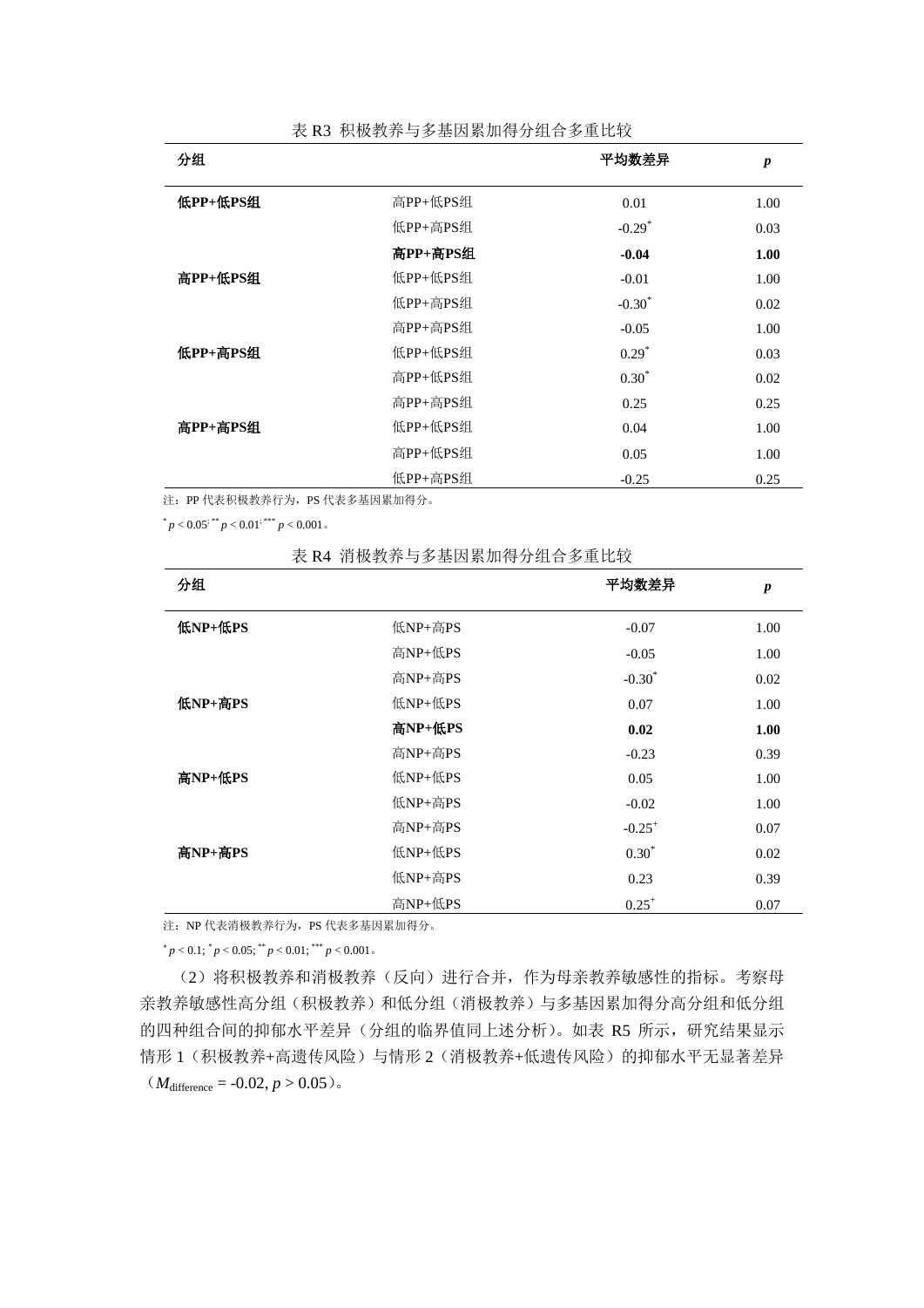表 R3 积极教养与多基因累加得分组合多重比较

| 分组 | | 平均数差异 | *p* |
| --- | --- | --- | --- |
| **低PP+低PS组** | 高PP+低PS组 | 0.01 | 1.00 |
| | 低PP+高PS组 | -0.29* | 0.03 |
| | **高PP+高PS组** | **-0.04** | **1.00** |
| **高PP+低PS组** | 低PP+低PS组 | -0.01 | 1.00 |
| | 低PP+高PS组 | -0.30* | 0.02 |
| | 高PP+高PS组 | -0.05 | 1.00 |
| **低PP+高PS组** | 低PP+低PS组 | 0.29* | 0.03 |
| | 高PP+低PS组 | 0.30* | 0.02 |
| | 高PP+高PS组 | 0.25 | 0.25 |
| **高PP+高PS组** | 低PP+低PS组 | 0.04 | 1.00 |
| | 高PP+低PS组 | 0.05 | 1.00 |
| | 低PP+高PS组 | -0.25 | 0.25 |

注：PP 代表积极教养行为，PS 代表多基因累加得分。

\* $p < 0.05$; \*\* $p < 0.01$; \*\*\* $p < 0.001$。

表 R4 消极教养与多基因累加得分组合多重比较

| 分组 | | 平均数差异 | *p* |
| --- | --- | --- | --- |
| **低NP+低PS** | 低NP+高PS | -0.07 | 1.00 |
| | 高NP+低PS | -0.05 | 1.00 |
| | 高NP+高PS | -0.30* | 0.02 |
| **低NP+高PS** | 低NP+低PS | 0.07 | 1.00 |
| | **高NP+低PS** | **0.02** | **1.00** |
| | 高NP+高PS | -0.23 | 0.39 |
| **高NP+低PS** | 低NP+低PS | 0.05 | 1.00 |
| | 低NP+高PS | -0.02 | 1.00 |
| | 高NP+高PS | -0.25+ | 0.07 |
| **高NP+高PS** | 低NP+低PS | 0.30* | 0.02 |
| | 低NP+高PS | 0.23 | 0.39 |
| | 高NP+低PS | 0.25+ | 0.07 |

注：NP 代表消极教养行为，PS 代表多基因累加得分。

+ $p < 0.1$; \* $p < 0.05$; \*\* $p < 0.01$; \*\*\* $p < 0.001$。

（2）将积极教养和消极教养（反向）进行合并，作为母亲教养敏感性的指标。考察母亲教养敏感性高分组（积极教养）和低分组（消极教养）与多基因累加得分高分组和低分组的四种组合间的抑郁水平差异（分组的临界值同上述分析）。如表 R5 所示，研究结果显示情形 1（积极教养+高遗传风险）与情形 2（消极教养+低遗传风险）的抑郁水平无显著差异（$M_{\text{difference}} = -0.02, p > 0.05$）。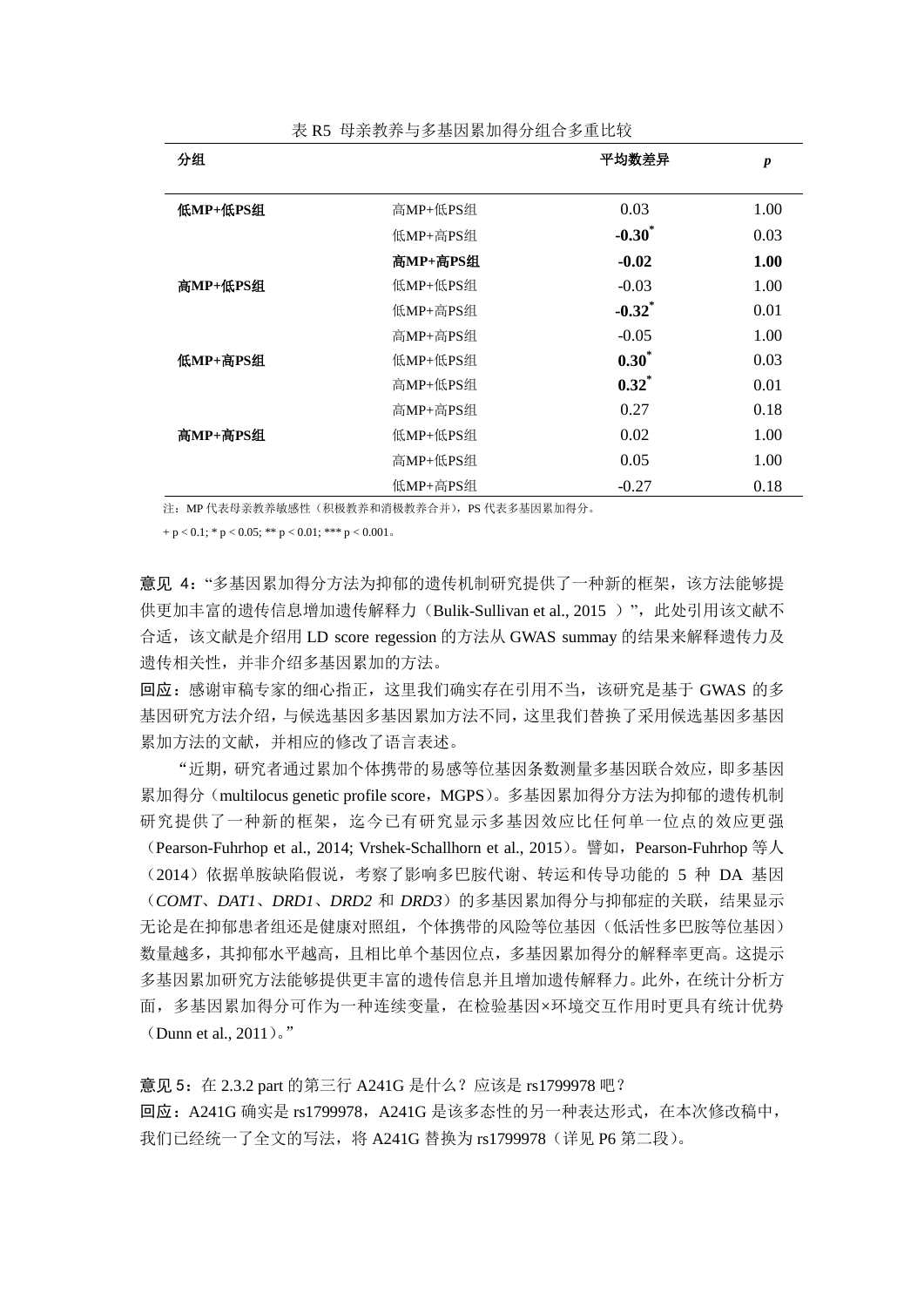表 R5 母亲教养与多基因累加得分组合多重比较

| 分组 | | 平均数差异 | *p* |
|---|---|---|---|
| **低MP+低PS组** | 高MP+低PS组 | 0.03 | 1.00 |
| | 低MP+高PS组 | **-0.30***[*] | 0.03 |
| | **高MP+高PS组** | **-0.02** | **1.00** |
| **高MP+低PS组** | 低MP+低PS组 | -0.03 | 1.00 |
| | 低MP+高PS组 | **-0.32**[*] | 0.01 |
| | 高MP+高PS组 | -0.05 | 1.00 |
| **低MP+高PS组** | 低MP+低PS组 | **0.30**[*] | 0.03 |
| | 高MP+低PS组 | **0.32**[*] | 0.01 |
| | 高MP+高PS组 | 0.27 | 0.18 |
| **高MP+高PS组** | 低MP+低PS组 | 0.02 | 1.00 |
| | 高MP+低PS组 | 0.05 | 1.00 |
| | 低MP+高PS组 | -0.27 | 0.18 |

注：MP 代表母亲教养敏感性（积极教养和消极教养合并），PS 代表多基因累加得分。

+ $p < 0.1$; * $p < 0.05$; ** $p < 0.01$; *** $p < 0.001$。

**意见 4**：“多基因累加得分方法为抑郁的遗传机制研究提供了一种新的框架，该方法能够提供更加丰富的遗传信息增加遗传解释力（Bulik-Sullivan et al., 2015 ）”，此处引用该文献不合适，该文献是介绍用 LD score regession 的方法从 GWAS summay 的结果来解释遗传力及遗传相关性，并非介绍多基因累加的方法。

**回应**：感谢审稿专家的细心指正，这里我们确实存在引用不当，该研究是基于 GWAS 的多基因研究方法介绍，与候选基因多基因累加方法不同，这里我们替换了采用候选基因多基因累加方法的文献，并相应的修改了语言表述。

“近期，研究者通过累加个体携带的易感等位基因条数测量多基因联合效应，即多基因累加得分（multilocus genetic profile score，MGPS）。多基因累加得分方法为抑郁的遗传机制研究提供了一种新的框架，迄今已有研究显示多基因效应比任何单一位点的效应更强（Pearson-Fuhrhop et al., 2014; Vrshek-Schallhorn et al., 2015）。譬如，Pearson-Fuhrhop 等人（2014）依据单胺缺陷假说，考察了影响多巴胺代谢、转运和传导功能的 5 种 DA 基因（*COMT*、*DAT1*、*DRD1*、*DRD2* 和 *DRD3*）的多基因累加得分与抑郁症的关联，结果显示无论是在抑郁患者组还是健康对照组，个体携带的风险等位基因（低活性多巴胺等位基因）数量越多，其抑郁水平越高，且相比单个基因位点，多基因累加得分的解释率更高。这提示多基因累加研究方法能够提供更丰富的遗传信息并且增加遗传解释力。此外，在统计分析方面，多基因累加得分可作为一种连续变量，在检验基因×环境交互作用时更具有统计优势（Dunn et al., 2011）。”

**意见 5**：在 2.3.2 part 的第三行 A241G 是什么？应该是 rs1799978 吧？

**回应**：A241G 确实是 rs1799978，A241G 是该多态性的另一种表达形式，在本次修改稿中，我们已经统一了全文的写法，将 A241G 替换为 rs1799978（详见 P6 第二段）。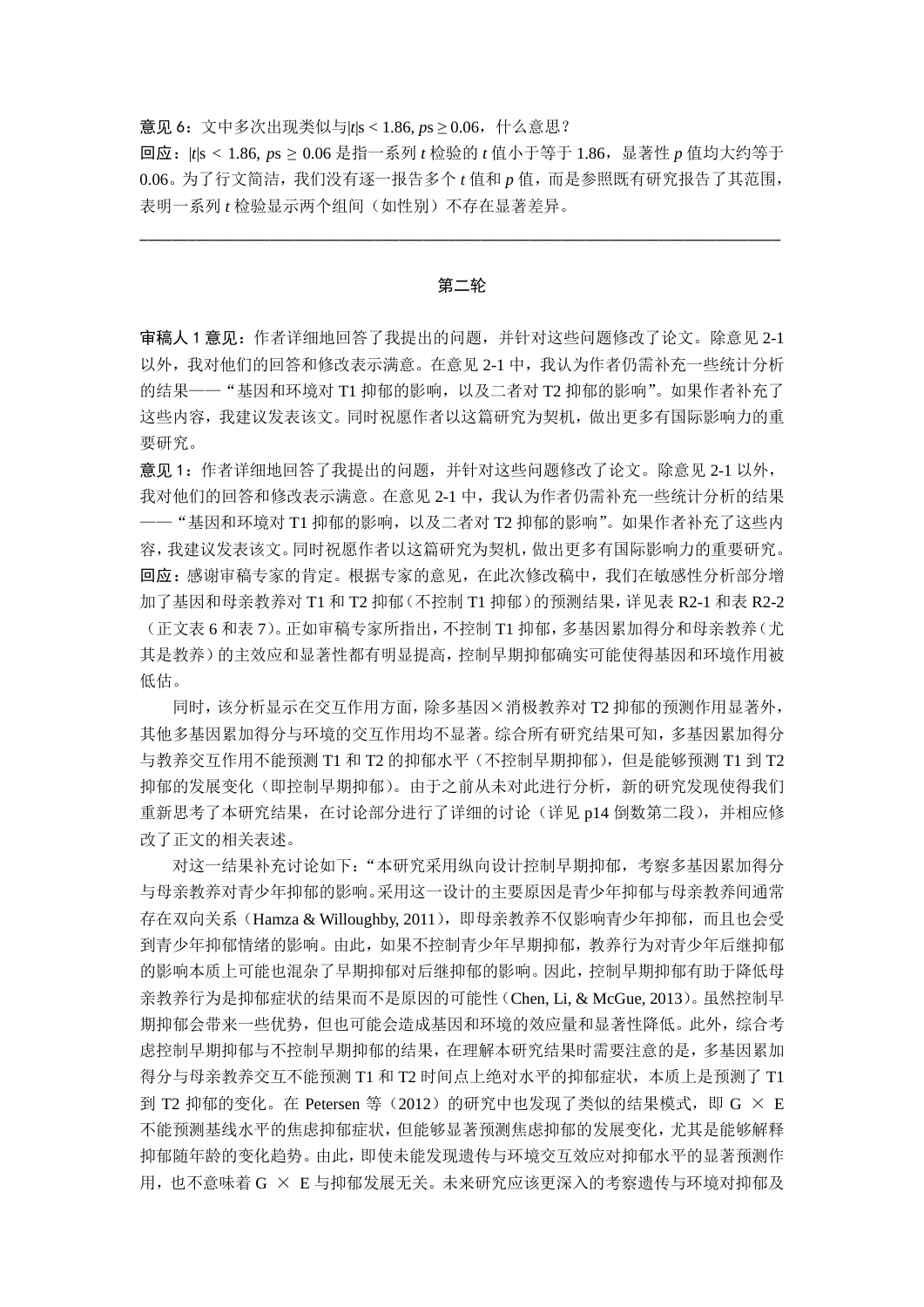**意见 6**：文中多次出现类似与$|t|s < 1.86, ps \geq 0.06$，什么意思？

**回应**：$|t|s < 1.86, ps \geq 0.06$ 是指一系列 *t* 检验的 *t* 值小于等于 1.86，显著性 *p* 值均大约等于 0.06。为了行文简洁，我们没有逐一报告多个 *t* 值和 *p* 值，而是参照既有研究报告了其范围，表明一系列 *t* 检验显示两个组间（如性别）不存在显著差异。

---

## 第二轮

**审稿人 1 意见**：作者详细地回答了我提出的问题，并针对这些问题修改了论文。除意见 2-1 以外，我对他们的回答和修改表示满意。在意见 2-1 中，我认为作者仍需补充一些统计分析的结果——"基因和环境对 T1 抑郁的影响，以及二者对 T2 抑郁的影响"。如果作者补充了这些内容，我建议发表该文。同时祝愿作者以这篇研究为契机，做出更多有国际影响力的重要研究。

**意见 1**：作者详细地回答了我提出的问题，并针对这些问题修改了论文。除意见 2-1 以外，我对他们的回答和修改表示满意。在意见 2-1 中，我认为作者仍需补充一些统计分析的结果——"基因和环境对 T1 抑郁的影响，以及二者对 T2 抑郁的影响"。如果作者补充了这些内容，我建议发表该文。同时祝愿作者以这篇研究为契机，做出更多有国际影响力的重要研究。

**回应**：感谢审稿专家的肯定。根据专家的意见，在此次修改稿中，我们在敏感性分析部分增加了基因和母亲教养对 T1 和 T2 抑郁（不控制 T1 抑郁）的预测结果，详见表 R2-1 和表 R2-2（正文表 6 和表 7）。正如审稿专家所指出，不控制 T1 抑郁，多基因累加得分和母亲教养（尤其是教养）的主效应和显著性都有明显提高，控制早期抑郁确实可能使得基因和环境作用被低估。

同时，该分析显示在交互作用方面，除多基因×消极教养对 T2 抑郁的预测作用显著外，其他多基因累加得分与环境的交互作用均不显著。综合所有研究结果可知，多基因累加得分与教养交互作用不能预测 T1 和 T2 的抑郁水平（不控制早期抑郁），但是能够预测 T1 到 T2 抑郁的发展变化（即控制早期抑郁）。由于之前从未对此进行分析，新的研究发现使得我们重新思考了本研究结果，在讨论部分进行了详细的讨论（详见 p14 倒数第二段），并相应修改了正文的相关表述。

对这一结果补充讨论如下："本研究采用纵向设计控制早期抑郁，考察多基因累加得分与母亲教养对青少年抑郁的影响。采用这一设计的主要原因是青少年抑郁与母亲教养间通常存在双向关系（Hamza & Willoughby, 2011），即母亲教养不仅影响青少年抑郁，而且也会受到青少年抑郁情绪的影响。由此，如果不控制青少年早期抑郁，教养行为对青少年后继抑郁的影响本质上可能也混杂了早期抑郁对后继抑郁的影响。因此，控制早期抑郁有助于降低母亲教养行为是抑郁症状的结果而不是原因的可能性（Chen, Li, & McGue, 2013）。虽然控制早期抑郁会带来一些优势，但也可能会造成基因和环境的效应量和显著性降低。此外，综合考虑控制早期抑郁与不控制早期抑郁的结果，在理解本研究结果时需要注意的是，多基因累加得分与母亲教养交互不能预测 T1 和 T2 时间点上绝对水平的抑郁症状，本质上是预测了 T1 到 T2 抑郁的变化。在 Petersen 等（2012）的研究中也发现了类似的结果模式，即 G × E 不能预测基线水平的焦虑抑郁症状，但能够显著预测焦虑抑郁的发展变化，尤其是能够解释抑郁随年龄的变化趋势。由此，即使未能发现遗传与环境交互效应对抑郁水平的显著预测作用，也不意味着 G × E 与抑郁发展无关。未来研究应该更深入的考察遗传与环境对抑郁及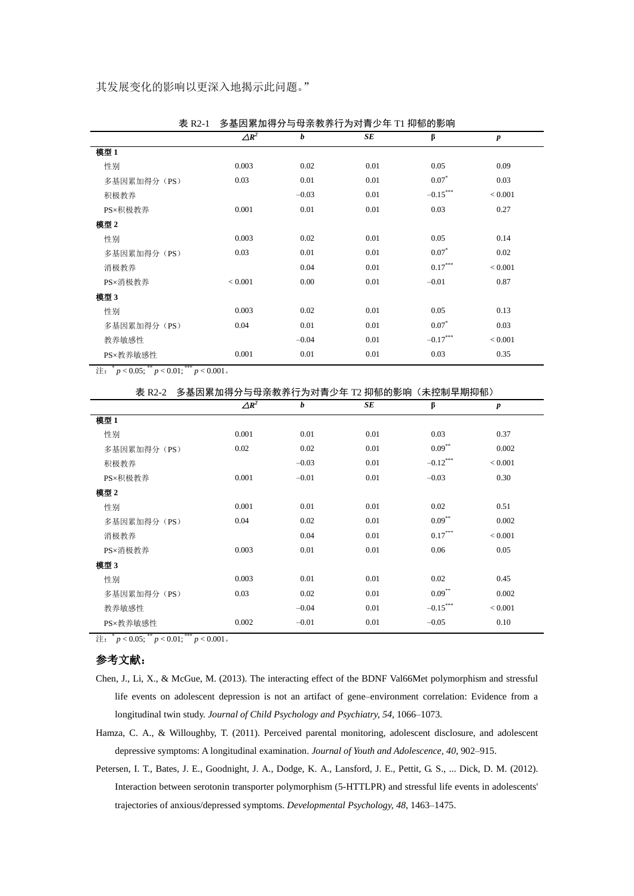其发展变化的影响以更深入地揭示此问题。”

表 R2-1　多基因累加得分与母亲教养行为对青少年 T1 抑郁的影响

| | $\triangle R^2$ | *b* | *SE* | β | *p* |
|---|---|---|---|---|---|
| **模型 1** | | | | | |
| 性别 | 0.003 | 0.02 | 0.01 | 0.05 | 0.09 |
| 多基因累加得分（PS） | 0.03 | 0.01 | 0.01 | $0.07^{*}$ | 0.03 |
| 积极教养 | | –0.03 | 0.01 | $–0.15^{***}$ | < 0.001 |
| PS×积极教养 | 0.001 | 0.01 | 0.01 | 0.03 | 0.27 |
| **模型 2** | | | | | |
| 性别 | 0.003 | 0.02 | 0.01 | 0.05 | 0.14 |
| 多基因累加得分（PS） | 0.03 | 0.01 | 0.01 | $0.07^{*}$ | 0.02 |
| 消极教养 | | 0.04 | 0.01 | $0.17^{***}$ | < 0.001 |
| PS×消极教养 | < 0.001 | 0.00 | 0.01 | –0.01 | 0.87 |
| **模型 3** | | | | | |
| 性别 | 0.003 | 0.02 | 0.01 | 0.05 | 0.13 |
| 多基因累加得分（PS） | 0.04 | 0.01 | 0.01 | $0.07^{*}$ | 0.03 |
| 教养敏感性 | | –0.04 | 0.01 | $–0.17^{***}$ | < 0.001 |
| PS×教养敏感性 | 0.001 | 0.01 | 0.01 | 0.03 | 0.35 |

注：$^{*}p < 0.05$; $^{**}p < 0.01$; $^{***}p < 0.001$。

表 R2-2　多基因累加得分与母亲教养行为对青少年 T2 抑郁的影响（未控制早期抑郁）

| | $\triangle R^2$ | *b* | *SE* | β | *p* |
|---|---|---|---|---|---|
| **模型 1** | | | | | |
| 性别 | 0.001 | 0.01 | 0.01 | 0.03 | 0.37 |
| 多基因累加得分（PS） | 0.02 | 0.02 | 0.01 | $0.09^{**}$ | 0.002 |
| 积极教养 | | –0.03 | 0.01 | $–0.12^{***}$ | < 0.001 |
| PS×积极教养 | 0.001 | –0.01 | 0.01 | –0.03 | 0.30 |
| **模型 2** | | | | | |
| 性别 | 0.001 | 0.01 | 0.01 | 0.02 | 0.51 |
| 多基因累加得分（PS） | 0.04 | 0.02 | 0.01 | $0.09^{**}$ | 0.002 |
| 消极教养 | | 0.04 | 0.01 | $0.17^{***}$ | < 0.001 |
| PS×消极教养 | 0.003 | 0.01 | 0.01 | 0.06 | 0.05 |
| **模型 3** | | | | | |
| 性别 | 0.003 | 0.01 | 0.01 | 0.02 | 0.45 |
| 多基因累加得分（PS） | 0.03 | 0.02 | 0.01 | $0.09^{**}$ | 0.002 |
| 教养敏感性 | | –0.04 | 0.01 | $–0.15^{***}$ | < 0.001 |
| PS×教养敏感性 | 0.002 | –0.01 | 0.01 | –0.05 | 0.10 |

注：$^{*}p < 0.05$; $^{**}p < 0.01$; $^{***}p < 0.001$。

## 参考文献：

Chen, J., Li, X., & McGue, M. (2013). The interacting effect of the BDNF Val66Met polymorphism and stressful life events on adolescent depression is not an artifact of gene–environment correlation: Evidence from a longitudinal twin study. *Journal of Child Psychology and Psychiatry, 54*, 1066–1073.

Hamza, C. A., & Willoughby, T. (2011). Perceived parental monitoring, adolescent disclosure, and adolescent depressive symptoms: A longitudinal examination. *Journal of Youth and Adolescence, 40*, 902–915.

Petersen, I. T., Bates, J. E., Goodnight, J. A., Dodge, K. A., Lansford, J. E., Pettit, G. S., ... Dick, D. M. (2012). Interaction between serotonin transporter polymorphism (5-HTTLPR) and stressful life events in adolescents' trajectories of anxious/depressed symptoms. *Developmental Psychology, 48*, 1463–1475.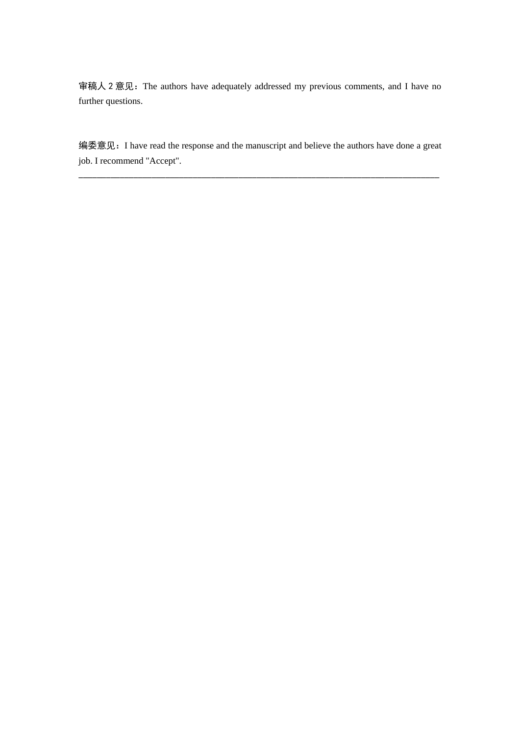审稿人 2 意见：The authors have adequately addressed my previous comments, and I have no further questions.

编委意见：I have read the response and the manuscript and believe the authors have done a great job. I recommend "Accept".

---